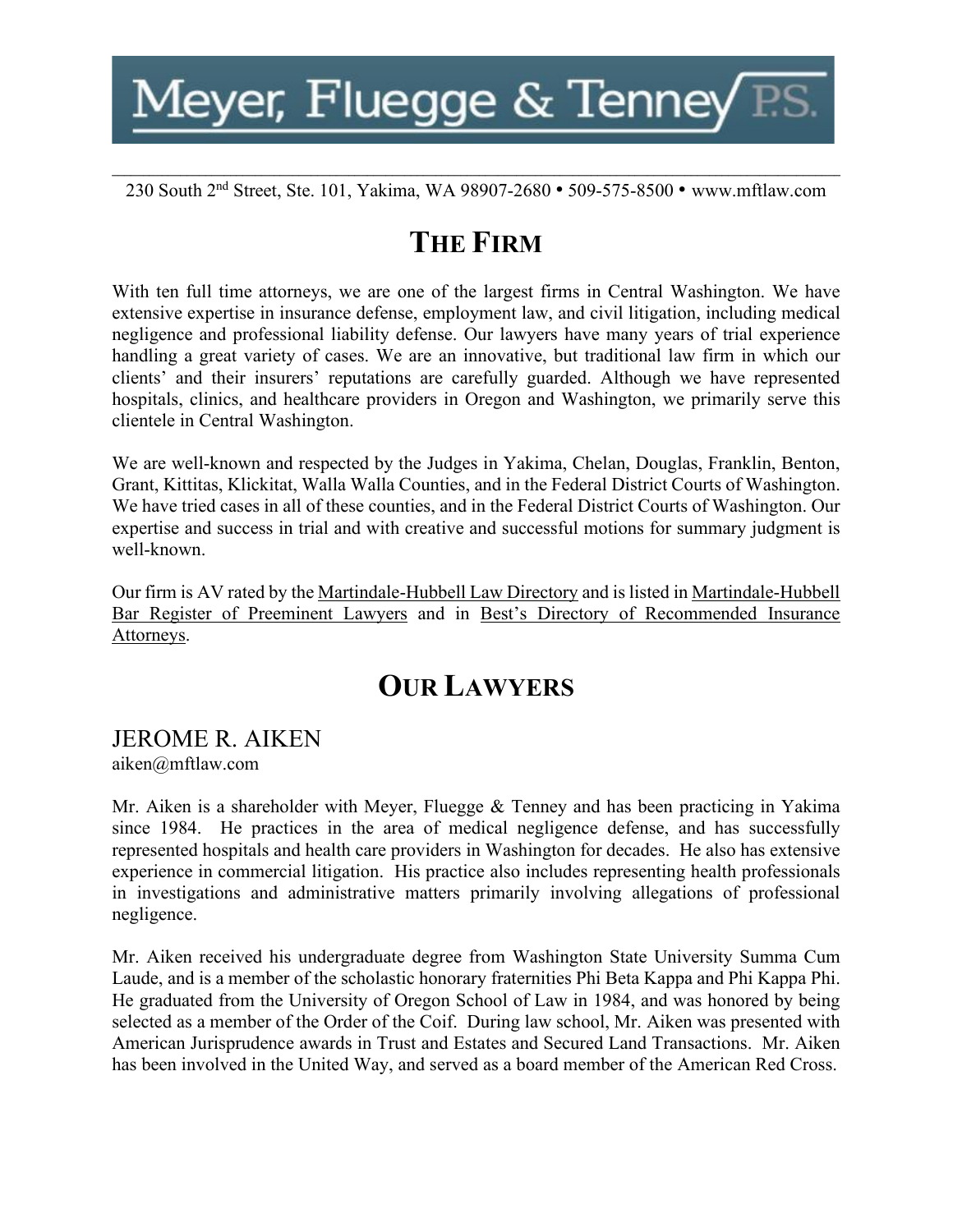# Meyer, Fluegge & Tenney P.S.

230 South 2nd Street, Ste. 101, Yakima, WA 98907-2680 • 509-575-8500 • www.mftlaw.com

## THE FIRM

With ten full time attorneys, we are one of the largest firms in Central Washington. We have extensive expertise in insurance defense, employment law, and civil litigation, including medical negligence and professional liability defense. Our lawyers have many years of trial experience handling a great variety of cases. We are an innovative, but traditional law firm in which our clients' and their insurers' reputations are carefully guarded. Although we have represented hospitals, clinics, and healthcare providers in Oregon and Washington, we primarily serve this clientele in Central Washington.

We are well-known and respected by the Judges in Yakima, Chelan, Douglas, Franklin, Benton, Grant, Kittitas, Klickitat, Walla Walla Counties, and in the Federal District Courts of Washington. We have tried cases in all of these counties, and in the Federal District Courts of Washington. Our expertise and success in trial and with creative and successful motions for summary judgment is well-known.

Our firm is AV rated by the Martindale-Hubbell Law Directory and is listed in Martindale-Hubbell Bar Register of Preeminent Lawyers and in Best's Directory of Recommended Insurance Attorneys.

## OUR LAWYERS

### JEROME R. AIKEN

aiken@mftlaw.com

Mr. Aiken is a shareholder with Meyer, Fluegge & Tenney and has been practicing in Yakima since 1984. He practices in the area of medical negligence defense, and has successfully represented hospitals and health care providers in Washington for decades. He also has extensive experience in commercial litigation. His practice also includes representing health professionals in investigations and administrative matters primarily involving allegations of professional negligence.

Mr. Aiken received his undergraduate degree from Washington State University Summa Cum Laude, and is a member of the scholastic honorary fraternities Phi Beta Kappa and Phi Kappa Phi. He graduated from the University of Oregon School of Law in 1984, and was honored by being selected as a member of the Order of the Coif. During law school, Mr. Aiken was presented with American Jurisprudence awards in Trust and Estates and Secured Land Transactions. Mr. Aiken has been involved in the United Way, and served as a board member of the American Red Cross.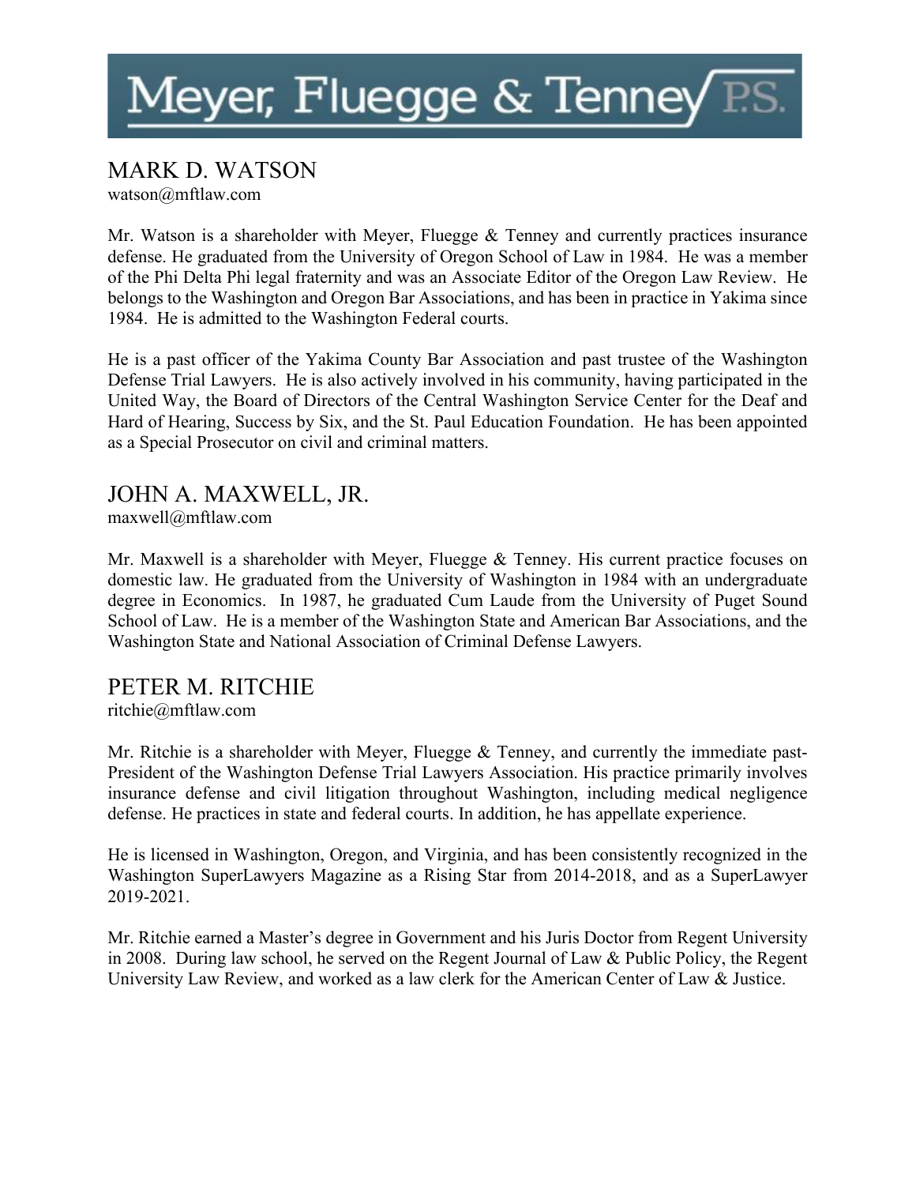# Meyer, Fluegge & Tenney P.S.

## MARK D. WATSON

watson@mftlaw.com

Mr. Watson is a shareholder with Meyer, Fluegge & Tenney and currently practices insurance defense. He graduated from the University of Oregon School of Law in 1984. He was a member of the Phi Delta Phi legal fraternity and was an Associate Editor of the Oregon Law Review. He belongs to the Washington and Oregon Bar Associations, and has been in practice in Yakima since 1984. He is admitted to the Washington Federal courts.

He is a past officer of the Yakima County Bar Association and past trustee of the Washington Defense Trial Lawyers. He is also actively involved in his community, having participated in the United Way, the Board of Directors of the Central Washington Service Center for the Deaf and Hard of Hearing, Success by Six, and the St. Paul Education Foundation. He has been appointed as a Special Prosecutor on civil and criminal matters.

## JOHN A. MAXWELL, JR.

maxwell@mftlaw.com

Mr. Maxwell is a shareholder with Meyer, Fluegge & Tenney. His current practice focuses on domestic law. He graduated from the University of Washington in 1984 with an undergraduate degree in Economics. In 1987, he graduated Cum Laude from the University of Puget Sound School of Law. He is a member of the Washington State and American Bar Associations, and the Washington State and National Association of Criminal Defense Lawyers.

## PETER M. RITCHIE

ritchie@mftlaw.com

Mr. Ritchie is a shareholder with Meyer, Fluegge & Tenney, and currently the immediate past-President of the Washington Defense Trial Lawyers Association. His practice primarily involves insurance defense and civil litigation throughout Washington, including medical negligence defense. He practices in state and federal courts. In addition, he has appellate experience.

He is licensed in Washington, Oregon, and Virginia, and has been consistently recognized in the Washington SuperLawyers Magazine as a Rising Star from 2014-2018, and as a SuperLawyer 2019-2021.

Mr. Ritchie earned a Master's degree in Government and his Juris Doctor from Regent University in 2008. During law school, he served on the Regent Journal of Law & Public Policy, the Regent University Law Review, and worked as a law clerk for the American Center of Law & Justice.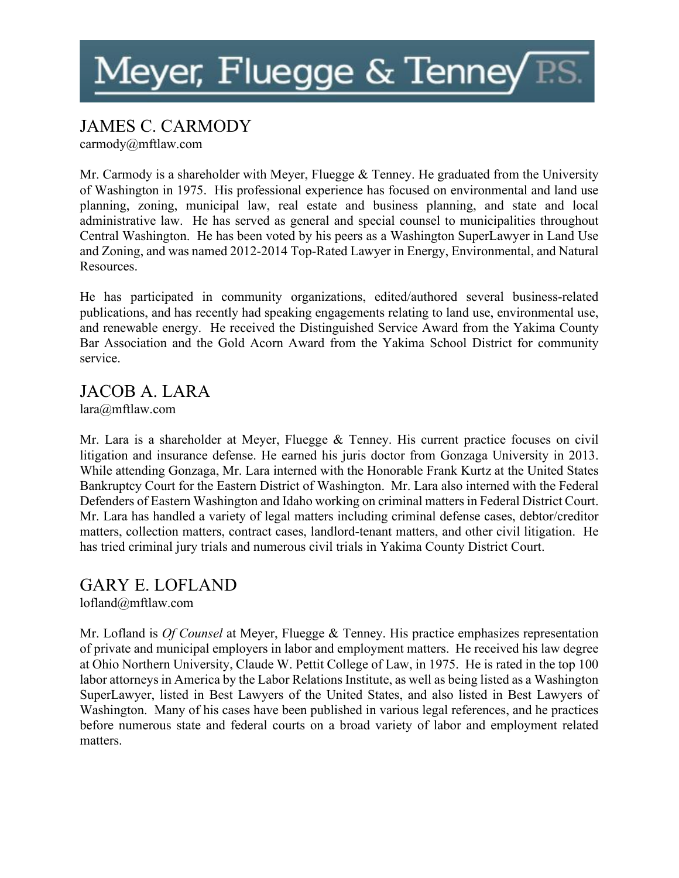# Meyer, Fluegge & Tenney P.S.

## JAMES C. CARMODY

carmody@mftlaw.com

Mr. Carmody is a shareholder with Meyer, Fluegge & Tenney. He graduated from the University of Washington in 1975. His professional experience has focused on environmental and land use planning, zoning, municipal law, real estate and business planning, and state and local administrative law. He has served as general and special counsel to municipalities throughout Central Washington. He has been voted by his peers as a Washington SuperLawyer in Land Use and Zoning, and was named 2012-2014 Top-Rated Lawyer in Energy, Environmental, and Natural Resources.

He has participated in community organizations, edited/authored several business-related publications, and has recently had speaking engagements relating to land use, environmental use, and renewable energy. He received the Distinguished Service Award from the Yakima County Bar Association and the Gold Acorn Award from the Yakima School District for community service.

## JACOB A. LARA

lara@mftlaw.com

Mr. Lara is a shareholder at Meyer, Fluegge & Tenney. His current practice focuses on civil litigation and insurance defense. He earned his juris doctor from Gonzaga University in 2013. While attending Gonzaga, Mr. Lara interned with the Honorable Frank Kurtz at the United States Bankruptcy Court for the Eastern District of Washington. Mr. Lara also interned with the Federal Defenders of Eastern Washington and Idaho working on criminal matters in Federal District Court. Mr. Lara has handled a variety of legal matters including criminal defense cases, debtor/creditor matters, collection matters, contract cases, landlord-tenant matters, and other civil litigation. He has tried criminal jury trials and numerous civil trials in Yakima County District Court.

## GARY E. LOFLAND

lofland@mftlaw.com

Mr. Lofland is *Of Counsel* at Meyer, Fluegge & Tenney. His practice emphasizes representation of private and municipal employers in labor and employment matters. He received his law degree at Ohio Northern University, Claude W. Pettit College of Law, in 1975. He is rated in the top 100 labor attorneys in America by the Labor Relations Institute, as well as being listed as a Washington SuperLawyer, listed in Best Lawyers of the United States, and also listed in Best Lawyers of Washington. Many of his cases have been published in various legal references, and he practices before numerous state and federal courts on a broad variety of labor and employment related matters.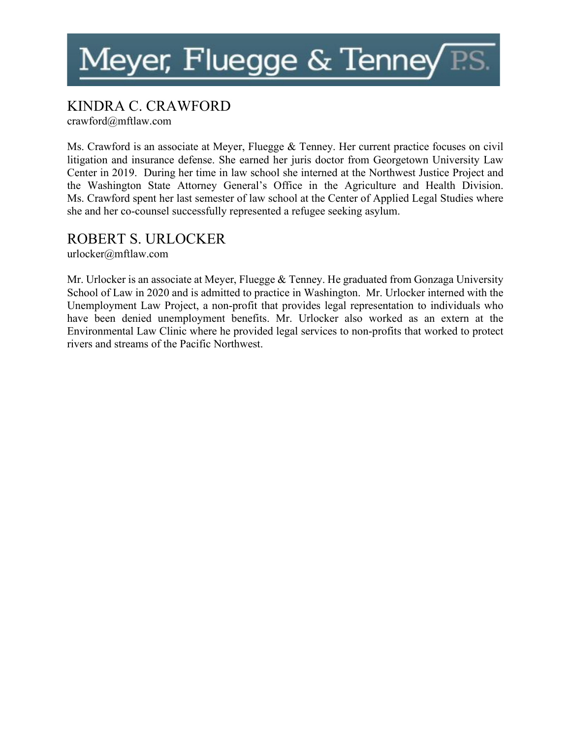# Meyer, Fluegge & Tenney P.S.

## KINDRA C. CRAWFORD

crawford@mftlaw.com

Ms. Crawford is an associate at Meyer, Fluegge & Tenney. Her current practice focuses on civil litigation and insurance defense. She earned her juris doctor from Georgetown University Law Center in 2019. During her time in law school she interned at the Northwest Justice Project and the Washington State Attorney General's Office in the Agriculture and Health Division. Ms. Crawford spent her last semester of law school at the Center of Applied Legal Studies where she and her co-counsel successfully represented a refugee seeking asylum.

## ROBERT S. URLOCKER

urlocker@mftlaw.com

Mr. Urlocker is an associate at Meyer, Fluegge & Tenney. He graduated from Gonzaga University School of Law in 2020 and is admitted to practice in Washington. Mr. Urlocker interned with the Unemployment Law Project, a non-profit that provides legal representation to individuals who have been denied unemployment benefits. Mr. Urlocker also worked as an extern at the Environmental Law Clinic where he provided legal services to non-profits that worked to protect rivers and streams of the Pacific Northwest.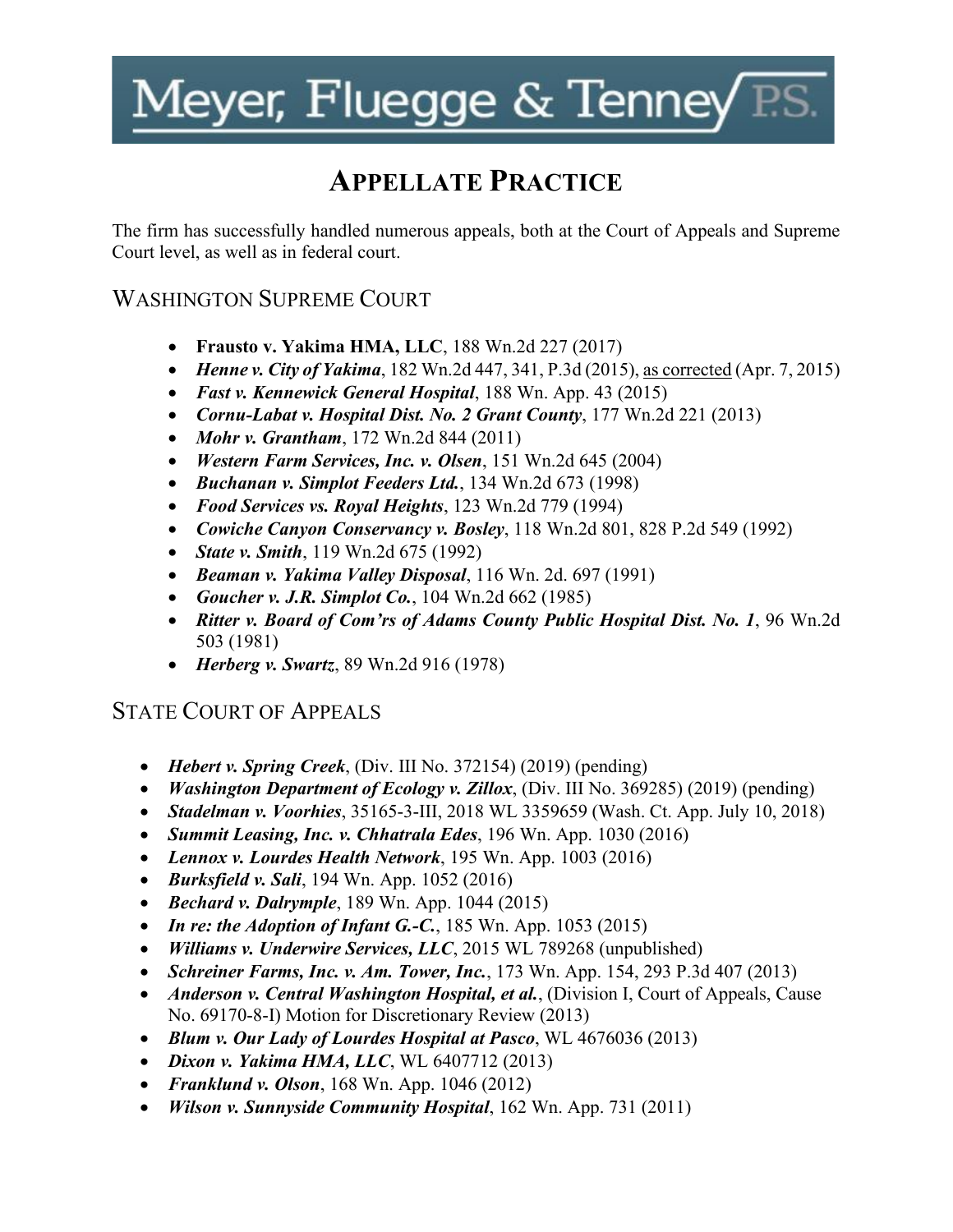# Meyer, Fluegge & Tenney P.S.

## APPELLATE PRACTICE

The firm has successfully handled numerous appeals, both at the Court of Appeals and Supreme Court level, as well as in federal court.

### WASHINGTON SUPREME COURT

- **Frausto v. Yakima HMA, LLC**, 188 Wn.2d 227 (2017)
- ***Henne v. City of Yakima***, 182 Wn.2d 447, 341, P.3d (2015), as corrected (Apr. 7, 2015)
- ***Fast v. Kennewick General Hospital***, 188 Wn. App. 43 (2015)
- ***Cornu-Labat v. Hospital Dist. No. 2 Grant County***, 177 Wn.2d 221 (2013)
- ***Mohr v. Grantham***, 172 Wn.2d 844 (2011)
- ***Western Farm Services, Inc. v. Olsen***, 151 Wn.2d 645 (2004)
- ***Buchanan v. Simplot Feeders Ltd.***, 134 Wn.2d 673 (1998)
- ***Food Services vs. Royal Heights***, 123 Wn.2d 779 (1994)
- ***Cowiche Canyon Conservancy v. Bosley***, 118 Wn.2d 801, 828 P.2d 549 (1992)
- ***State v. Smith***, 119 Wn.2d 675 (1992)
- ***Beaman v. Yakima Valley Disposal***, 116 Wn. 2d. 697 (1991)
- ***Goucher v. J.R. Simplot Co.***, 104 Wn.2d 662 (1985)
- ***Ritter v. Board of Com'rs of Adams County Public Hospital Dist. No. 1***, 96 Wn.2d 503 (1981)
- ***Herberg v. Swartz***, 89 Wn.2d 916 (1978)

### STATE COURT OF APPEALS

- ***Hebert v. Spring Creek***, (Div. III No. 372154) (2019) (pending)
- ***Washington Department of Ecology v. Zillox***, (Div. III No. 369285) (2019) (pending)
- ***Stadelman v. Voorhies***, 35165-3-III, 2018 WL 3359659 (Wash. Ct. App. July 10, 2018)
- ***Summit Leasing, Inc. v. Chhatrala Edes***, 196 Wn. App. 1030 (2016)
- ***Lennox v. Lourdes Health Network***, 195 Wn. App. 1003 (2016)
- ***Burksfield v. Sali***, 194 Wn. App. 1052 (2016)
- ***Bechard v. Dalrymple***, 189 Wn. App. 1044 (2015)
- ***In re: the Adoption of Infant G.-C.***, 185 Wn. App. 1053 (2015)
- ***Williams v. Underwire Services, LLC***, 2015 WL 789268 (unpublished)
- ***Schreiner Farms, Inc. v. Am. Tower, Inc.***, 173 Wn. App. 154, 293 P.3d 407 (2013)
- ***Anderson v. Central Washington Hospital, et al.***, (Division I, Court of Appeals, Cause No. 69170-8-I) Motion for Discretionary Review (2013)
- ***Blum v. Our Lady of Lourdes Hospital at Pasco***, WL 4676036 (2013)
- ***Dixon v. Yakima HMA, LLC***, WL 6407712 (2013)
- ***Franklund v. Olson***, 168 Wn. App. 1046 (2012)
- ***Wilson v. Sunnyside Community Hospital***, 162 Wn. App. 731 (2011)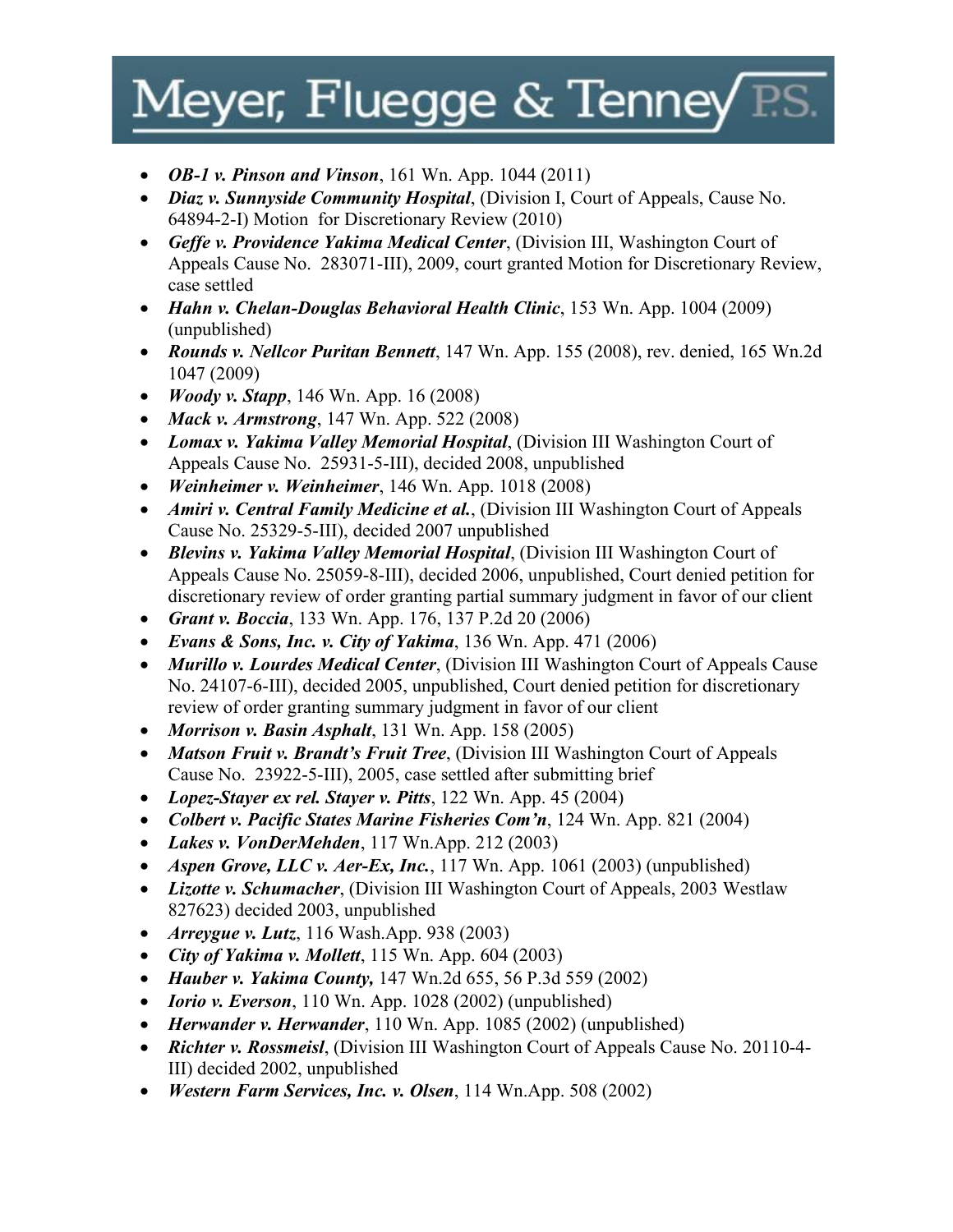- ***OB-1 v. Pinson and Vinson***, 161 Wn. App. 1044 (2011)
- ***Diaz v. Sunnyside Community Hospital***, (Division I, Court of Appeals, Cause No. 64894-2-I) Motion for Discretionary Review (2010)
- ***Geffe v. Providence Yakima Medical Center***, (Division III, Washington Court of Appeals Cause No. 283071-III), 2009, court granted Motion for Discretionary Review, case settled
- ***Hahn v. Chelan-Douglas Behavioral Health Clinic***, 153 Wn. App. 1004 (2009) (unpublished)
- ***Rounds v. Nellcor Puritan Bennett***, 147 Wn. App. 155 (2008), rev. denied, 165 Wn.2d 1047 (2009)
- ***Woody v. Stapp***, 146 Wn. App. 16 (2008)
- ***Mack v. Armstrong***, 147 Wn. App. 522 (2008)
- ***Lomax v. Yakima Valley Memorial Hospital***, (Division III Washington Court of Appeals Cause No. 25931-5-III), decided 2008, unpublished
- ***Weinheimer v. Weinheimer***, 146 Wn. App. 1018 (2008)
- ***Amiri v. Central Family Medicine et al.***, (Division III Washington Court of Appeals Cause No. 25329-5-III), decided 2007 unpublished
- ***Blevins v. Yakima Valley Memorial Hospital***, (Division III Washington Court of Appeals Cause No. 25059-8-III), decided 2006, unpublished, Court denied petition for discretionary review of order granting partial summary judgment in favor of our client
- ***Grant v. Boccia***, 133 Wn. App. 176, 137 P.2d 20 (2006)
- ***Evans & Sons, Inc. v. City of Yakima***, 136 Wn. App. 471 (2006)
- ***Murillo v. Lourdes Medical Center***, (Division III Washington Court of Appeals Cause No. 24107-6-III), decided 2005, unpublished, Court denied petition for discretionary review of order granting summary judgment in favor of our client
- ***Morrison v. Basin Asphalt***, 131 Wn. App. 158 (2005)
- ***Matson Fruit v. Brandt's Fruit Tree***, (Division III Washington Court of Appeals Cause No. 23922-5-III), 2005, case settled after submitting brief
- ***Lopez-Stayer ex rel. Stayer v. Pitts***, 122 Wn. App. 45 (2004)
- ***Colbert v. Pacific States Marine Fisheries Com'n***, 124 Wn. App. 821 (2004)
- ***Lakes v. VonDerMehden***, 117 Wn.App. 212 (2003)
- ***Aspen Grove, LLC v. Aer-Ex, Inc.***, 117 Wn. App. 1061 (2003) (unpublished)
- ***Lizotte v. Schumacher***, (Division III Washington Court of Appeals, 2003 Westlaw 827623) decided 2003, unpublished
- ***Arreygue v. Lutz***, 116 Wash.App. 938 (2003)
- ***City of Yakima v. Mollett***, 115 Wn. App. 604 (2003)
- ***Hauber v. Yakima County,*** 147 Wn.2d 655, 56 P.3d 559 (2002)
- ***Iorio v. Everson***, 110 Wn. App. 1028 (2002) (unpublished)
- ***Herwander v. Herwander***, 110 Wn. App. 1085 (2002) (unpublished)
- ***Richter v. Rossmeisl***, (Division III Washington Court of Appeals Cause No. 20110-4-III) decided 2002, unpublished
- ***Western Farm Services, Inc. v. Olsen***, 114 Wn.App. 508 (2002)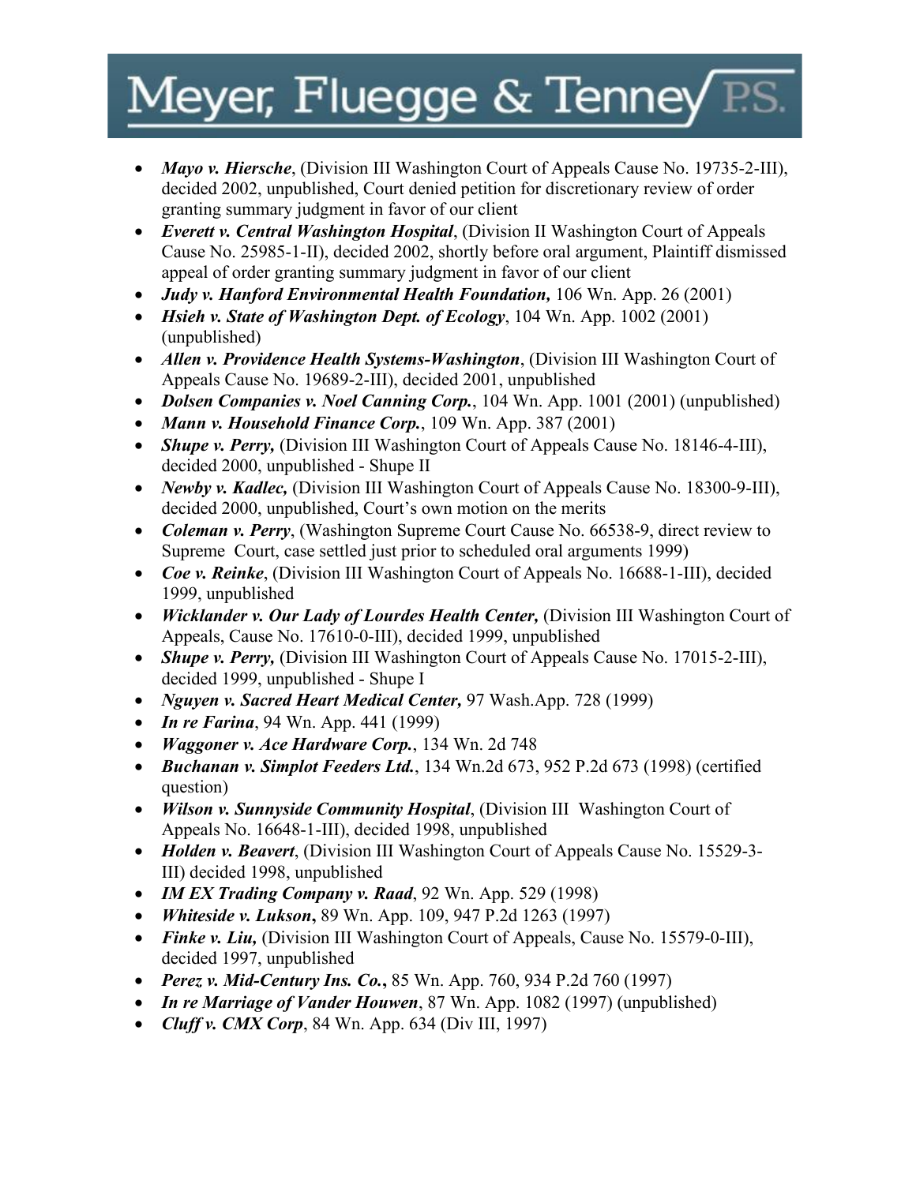- ***Mayo v. Hiersche***, (Division III Washington Court of Appeals Cause No. 19735-2-III), decided 2002, unpublished, Court denied petition for discretionary review of order granting summary judgment in favor of our client
- ***Everett v. Central Washington Hospital***, (Division II Washington Court of Appeals Cause No. 25985-1-II), decided 2002, shortly before oral argument, Plaintiff dismissed appeal of order granting summary judgment in favor of our client
- ***Judy v. Hanford Environmental Health Foundation,*** 106 Wn. App. 26 (2001)
- ***Hsieh v. State of Washington Dept. of Ecology***, 104 Wn. App. 1002 (2001) (unpublished)
- ***Allen v. Providence Health Systems-Washington***, (Division III Washington Court of Appeals Cause No. 19689-2-III), decided 2001, unpublished
- ***Dolsen Companies v. Noel Canning Corp.***, 104 Wn. App. 1001 (2001) (unpublished)
- ***Mann v. Household Finance Corp.***, 109 Wn. App. 387 (2001)
- ***Shupe v. Perry,*** (Division III Washington Court of Appeals Cause No. 18146-4-III), decided 2000, unpublished - Shupe II
- ***Newby v. Kadlec,*** (Division III Washington Court of Appeals Cause No. 18300-9-III), decided 2000, unpublished, Court's own motion on the merits
- ***Coleman v. Perry***, (Washington Supreme Court Cause No. 66538-9, direct review to Supreme Court, case settled just prior to scheduled oral arguments 1999)
- ***Coe v. Reinke***, (Division III Washington Court of Appeals No. 16688-1-III), decided 1999, unpublished
- ***Wicklander v. Our Lady of Lourdes Health Center,*** (Division III Washington Court of Appeals, Cause No. 17610-0-III), decided 1999, unpublished
- ***Shupe v. Perry,*** (Division III Washington Court of Appeals Cause No. 17015-2-III), decided 1999, unpublished - Shupe I
- ***Nguyen v. Sacred Heart Medical Center,*** 97 Wash.App. 728 (1999)
- ***In re Farina***, 94 Wn. App. 441 (1999)
- ***Waggoner v. Ace Hardware Corp.***, 134 Wn. 2d 748
- ***Buchanan v. Simplot Feeders Ltd.***, 134 Wn.2d 673, 952 P.2d 673 (1998) (certified question)
- ***Wilson v. Sunnyside Community Hospital***, (Division III Washington Court of Appeals No. 16648-1-III), decided 1998, unpublished
- ***Holden v. Beavert***, (Division III Washington Court of Appeals Cause No. 15529-3-III) decided 1998, unpublished
- ***IM EX Trading Company v. Raad***, 92 Wn. App. 529 (1998)
- ***Whiteside v. Lukson*****,** 89 Wn. App. 109, 947 P.2d 1263 (1997)
- ***Finke v. Liu,*** (Division III Washington Court of Appeals, Cause No. 15579-0-III), decided 1997, unpublished
- ***Perez v. Mid-Century Ins. Co.*****,** 85 Wn. App. 760, 934 P.2d 760 (1997)
- ***In re Marriage of Vander Houwen***, 87 Wn. App. 1082 (1997) (unpublished)
- ***Cluff v. CMX Corp***, 84 Wn. App. 634 (Div III, 1997)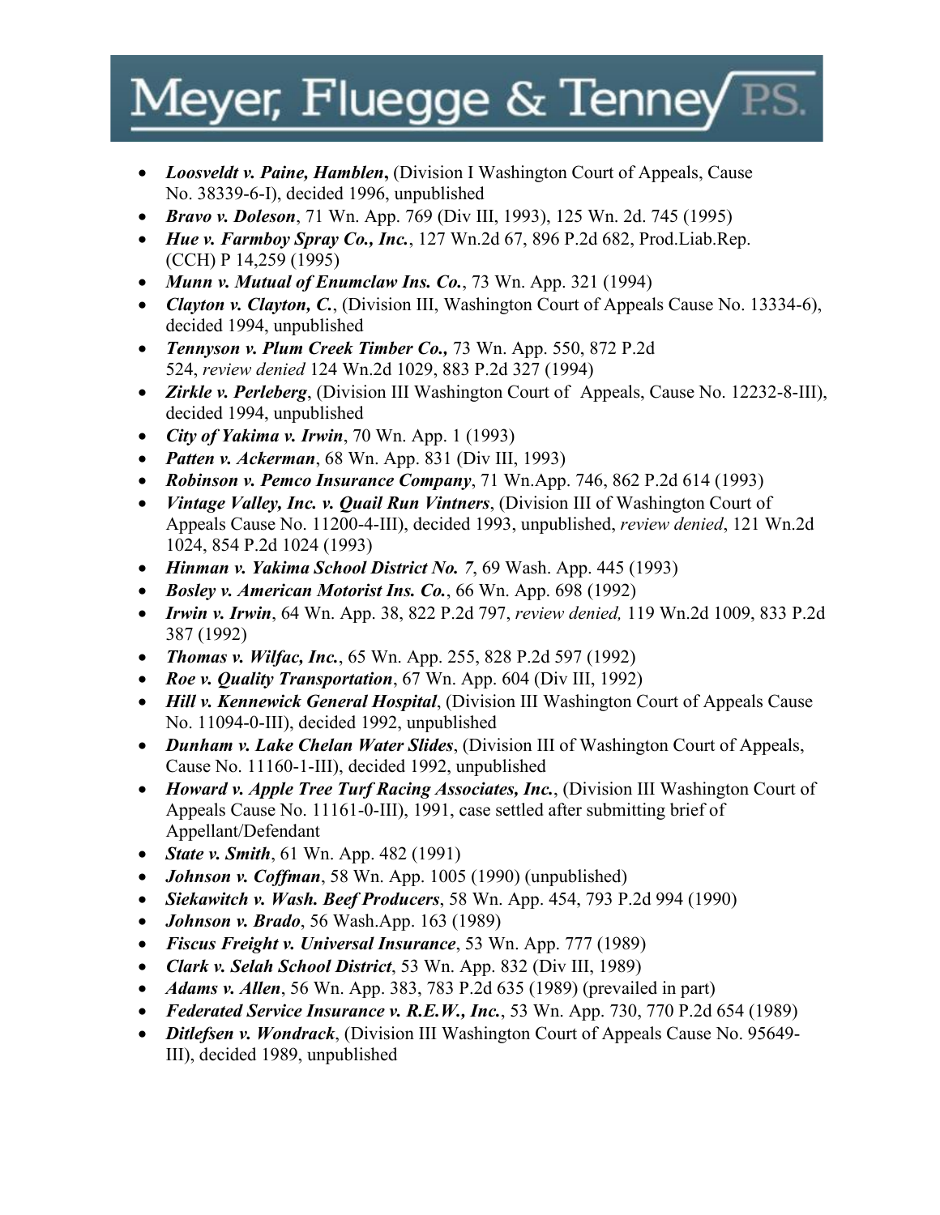- ***Loosveldt v. Paine, Hamblen*,** (Division I Washington Court of Appeals, Cause No. 38339-6-I), decided 1996, unpublished
- ***Bravo v. Doleson***, 71 Wn. App. 769 (Div III, 1993), 125 Wn. 2d. 745 (1995)
- ***Hue v. Farmboy Spray Co., Inc.***, 127 Wn.2d 67, 896 P.2d 682, Prod.Liab.Rep. (CCH) P 14,259 (1995)
- ***Munn v. Mutual of Enumclaw Ins. Co.***, 73 Wn. App. 321 (1994)
- ***Clayton v. Clayton, C.***, (Division III, Washington Court of Appeals Cause No. 13334-6), decided 1994, unpublished
- ***Tennyson v. Plum Creek Timber Co.,*** 73 Wn. App. 550, 872 P.2d 524, *review denied* 124 Wn.2d 1029, 883 P.2d 327 (1994)
- ***Zirkle v. Perleberg***, (Division III Washington Court of Appeals, Cause No. 12232-8-III), decided 1994, unpublished
- ***City of Yakima v. Irwin***, 70 Wn. App. 1 (1993)
- ***Patten v. Ackerman***, 68 Wn. App. 831 (Div III, 1993)
- ***Robinson v. Pemco Insurance Company***, 71 Wn.App. 746, 862 P.2d 614 (1993)
- ***Vintage Valley, Inc. v. Quail Run Vintners***, (Division III of Washington Court of Appeals Cause No. 11200-4-III), decided 1993, unpublished, *review denied*, 121 Wn.2d 1024, 854 P.2d 1024 (1993)
- ***Hinman v. Yakima School District No. 7***, 69 Wash. App. 445 (1993)
- ***Bosley v. American Motorist Ins. Co.***, 66 Wn. App. 698 (1992)
- ***Irwin v. Irwin***, 64 Wn. App. 38, 822 P.2d 797, *review denied,* 119 Wn.2d 1009, 833 P.2d 387 (1992)
- ***Thomas v. Wilfac, Inc.***, 65 Wn. App. 255, 828 P.2d 597 (1992)
- ***Roe v. Quality Transportation***, 67 Wn. App. 604 (Div III, 1992)
- ***Hill v. Kennewick General Hospital***, (Division III Washington Court of Appeals Cause No. 11094-0-III), decided 1992, unpublished
- ***Dunham v. Lake Chelan Water Slides***, (Division III of Washington Court of Appeals, Cause No. 11160-1-III), decided 1992, unpublished
- ***Howard v. Apple Tree Turf Racing Associates, Inc.***, (Division III Washington Court of Appeals Cause No. 11161-0-III), 1991, case settled after submitting brief of Appellant/Defendant
- ***State v. Smith***, 61 Wn. App. 482 (1991)
- ***Johnson v. Coffman***, 58 Wn. App. 1005 (1990) (unpublished)
- ***Siekawitch v. Wash. Beef Producers***, 58 Wn. App. 454, 793 P.2d 994 (1990)
- ***Johnson v. Brado***, 56 Wash.App. 163 (1989)
- ***Fiscus Freight v. Universal Insurance***, 53 Wn. App. 777 (1989)
- ***Clark v. Selah School District***, 53 Wn. App. 832 (Div III, 1989)
- ***Adams v. Allen***, 56 Wn. App. 383, 783 P.2d 635 (1989) (prevailed in part)
- ***Federated Service Insurance v. R.E.W., Inc.***, 53 Wn. App. 730, 770 P.2d 654 (1989)
- ***Ditlefsen v. Wondrack***, (Division III Washington Court of Appeals Cause No. 95649-III), decided 1989, unpublished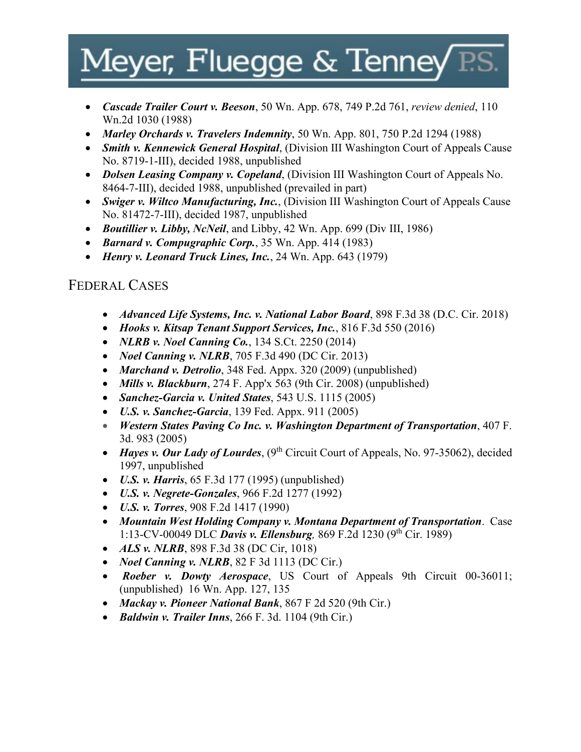- ***Cascade Trailer Court v. Beeson***, 50 Wn. App. 678, 749 P.2d 761, *review denied*, 110 Wn.2d 1030 (1988)
- ***Marley Orchards v. Travelers Indemnity***, 50 Wn. App. 801, 750 P.2d 1294 (1988)
- ***Smith v. Kennewick General Hospital***, (Division III Washington Court of Appeals Cause No. 8719-1-III), decided 1988, unpublished
- ***Dolsen Leasing Company v. Copeland***, (Division III Washington Court of Appeals No. 8464-7-III), decided 1988, unpublished (prevailed in part)
- ***Swiger v. Wiltco Manufacturing, Inc.***, (Division III Washington Court of Appeals Cause No. 81472-7-III), decided 1987, unpublished
- ***Boutillier v. Libby, NcNeil***, and Libby, 42 Wn. App. 699 (Div III, 1986)
- ***Barnard v. Compugraphic Corp.***, 35 Wn. App. 414 (1983)
- ***Henry v. Leonard Truck Lines, Inc.***, 24 Wn. App. 643 (1979)

## Federal Cases

- ***Advanced Life Systems, Inc. v. National Labor Board***, 898 F.3d 38 (D.C. Cir. 2018)
- ***Hooks v. Kitsap Tenant Support Services, Inc.***, 816 F.3d 550 (2016)
- ***NLRB v. Noel Canning Co.***, 134 S.Ct. 2250 (2014)
- ***Noel Canning v. NLRB***, 705 F.3d 490 (DC Cir. 2013)
- ***Marchand v. Detrolio***, 348 Fed. Appx. 320 (2009) (unpublished)
- ***Mills v. Blackburn***, 274 F. App'x 563 (9th Cir. 2008) (unpublished)
- ***Sanchez-Garcia v. United States***, 543 U.S. 1115 (2005)
- ***U.S. v. Sanchez-Garcia***, 139 Fed. Appx. 911 (2005)
- ***Western States Paving Co Inc. v. Washington Department of Transportation***, 407 F. 3d. 983 (2005)
- ***Hayes v. Our Lady of Lourdes***, (9th Circuit Court of Appeals, No. 97-35062), decided 1997, unpublished
- ***U.S. v. Harris***, 65 F.3d 177 (1995) (unpublished)
- ***U.S. v. Negrete-Gonzales***, 966 F.2d 1277 (1992)
- ***U.S. v. Torres***, 908 F.2d 1417 (1990)
- ***Mountain West Holding Company v. Montana Department of Transportation***. Case 1:13-CV-00049 DLC ***Davis v. Ellensburg***, 869 F.2d 1230 (9th Cir. 1989)
- ***ALS v. NLRB***, 898 F.3d 38 (DC Cir, 1018)
- ***Noel Canning v. NLRB***, 82 F 3d 1113 (DC Cir.)
- ***Roeber v. Dowty Aerospace***, US Court of Appeals 9th Circuit 00-36011; (unpublished) 16 Wn. App. 127, 135
- ***Mackay v. Pioneer National Bank***, 867 F 2d 520 (9th Cir.)
- ***Baldwin v. Trailer Inns***, 266 F. 3d. 1104 (9th Cir.)